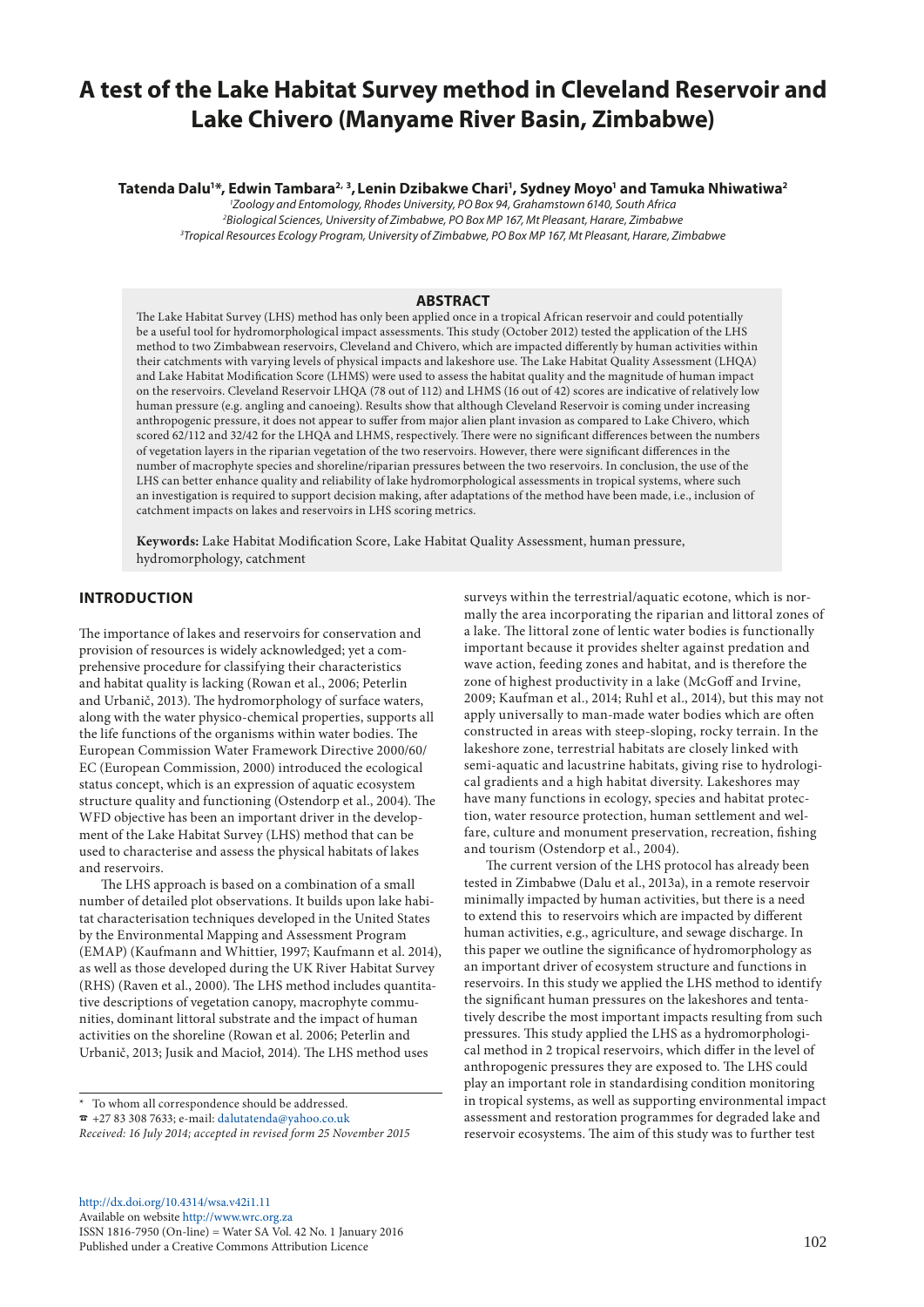# A test of the Lake Habitat Survey method in Cleveland Reservoir and Lake Chivero (Manyame River Basin, Zimbabwe)

**Tatenda Dalu[1]*, Edwin Tambara[2, 3], Lenin Dzibakwe Chari[1], Sydney Moyo[1] and Tamuka Nhiwatiwa[2]**

[1]*Zoology and Entomology, Rhodes University, PO Box 94, Grahamstown 6140, South Africa*
[2]*Biological Sciences, University of Zimbabwe, PO Box MP 167, Mt Pleasant, Harare, Zimbabwe*
[3]*Tropical Resources Ecology Program, University of Zimbabwe, PO Box MP 167, Mt Pleasant, Harare, Zimbabwe*

## ABSTRACT

The Lake Habitat Survey (LHS) method has only been applied once in a tropical African reservoir and could potentially be a useful tool for hydromorphological impact assessments. This study (October 2012) tested the application of the LHS method to two Zimbabwean reservoirs, Cleveland and Chivero, which are impacted differently by human activities within their catchments with varying levels of physical impacts and lakeshore use. The Lake Habitat Quality Assessment (LHQA) and Lake Habitat Modification Score (LHMS) were used to assess the habitat quality and the magnitude of human impact on the reservoirs. Cleveland Reservoir LHQA (78 out of 112) and LHMS (16 out of 42) scores are indicative of relatively low human pressure (e.g. angling and canoeing). Results show that although Cleveland Reservoir is coming under increasing anthropogenic pressure, it does not appear to suffer from major alien plant invasion as compared to Lake Chivero, which scored 62/112 and 32/42 for the LHQA and LHMS, respectively. There were no significant differences between the numbers of vegetation layers in the riparian vegetation of the two reservoirs. However, there were significant differences in the number of macrophyte species and shoreline/riparian pressures between the two reservoirs. In conclusion, the use of the LHS can better enhance quality and reliability of lake hydromorphological assessments in tropical systems, where such an investigation is required to support decision making, after adaptations of the method have been made, i.e., inclusion of catchment impacts on lakes and reservoirs in LHS scoring metrics.

**Keywords:** Lake Habitat Modification Score, Lake Habitat Quality Assessment, human pressure, hydromorphology, catchment

## INTRODUCTION

The importance of lakes and reservoirs for conservation and provision of resources is widely acknowledged; yet a comprehensive procedure for classifying their characteristics and habitat quality is lacking (Rowan et al., 2006; Peterlin and Urbanič, 2013). The hydromorphology of surface waters, along with the water physico-chemical properties, supports all the life functions of the organisms within water bodies. The European Commission Water Framework Directive 2000/60/EC (European Commission, 2000) introduced the ecological status concept, which is an expression of aquatic ecosystem structure quality and functioning (Ostendorp et al., 2004). The WFD objective has been an important driver in the development of the Lake Habitat Survey (LHS) method that can be used to characterise and assess the physical habitats of lakes and reservoirs.

The LHS approach is based on a combination of a small number of detailed plot observations. It builds upon lake habitat characterisation techniques developed in the United States by the Environmental Mapping and Assessment Program (EMAP) (Kaufmann and Whittier, 1997; Kaufmann et al. 2014), as well as those developed during the UK River Habitat Survey (RHS) (Raven et al., 2000). The LHS method includes quantitative descriptions of vegetation canopy, macrophyte communities, dominant littoral substrate and the impact of human activities on the shoreline (Rowan et al. 2006; Peterlin and Urbanič, 2013; Jusik and Macioł, 2014). The LHS method uses surveys within the terrestrial/aquatic ecotone, which is normally the area incorporating the riparian and littoral zones of a lake. The littoral zone of lentic water bodies is functionally important because it provides shelter against predation and wave action, feeding zones and habitat, and is therefore the zone of highest productivity in a lake (McGoff and Irvine, 2009; Kaufman et al., 2014; Ruhl et al., 2014), but this may not apply universally to man-made water bodies which are often constructed in areas with steep-sloping, rocky terrain. In the lakeshore zone, terrestrial habitats are closely linked with semi-aquatic and lacustrine habitats, giving rise to hydrological gradients and a high habitat diversity. Lakeshores may have many functions in ecology, species and habitat protection, water resource protection, human settlement and welfare, culture and monument preservation, recreation, fishing and tourism (Ostendorp et al., 2004).

The current version of the LHS protocol has already been tested in Zimbabwe (Dalu et al., 2013a), in a remote reservoir minimally impacted by human activities, but there is a need to extend this to reservoirs which are impacted by different human activities, e.g., agriculture, and sewage discharge. In this paper we outline the significance of hydromorphology as an important driver of ecosystem structure and functions in reservoirs. In this study we applied the LHS method to identify the significant human pressures on the lakeshores and tentatively describe the most important impacts resulting from such pressures. This study applied the LHS as a hydromorphological method in 2 tropical reservoirs, which differ in the level of anthropogenic pressures they are exposed to. The LHS could play an important role in standardising condition monitoring in tropical systems, as well as supporting environmental impact assessment and restoration programmes for degraded lake and reservoir ecosystems. The aim of this study was to further test

---

* To whom all correspondence should be addressed.
☎ +27 83 308 7633; e-mail: dalutatenda@yahoo.co.uk
*Received: 16 July 2014; accepted in revised form 25 November 2015*

http://dx.doi.org/10.4314/wsa.v42i1.11
Available on website http://www.wrc.org.za
ISSN 1816-7950 (On-line) = Water SA Vol. 42 No. 1 January 2016
Published under a Creative Commons Attribution Licence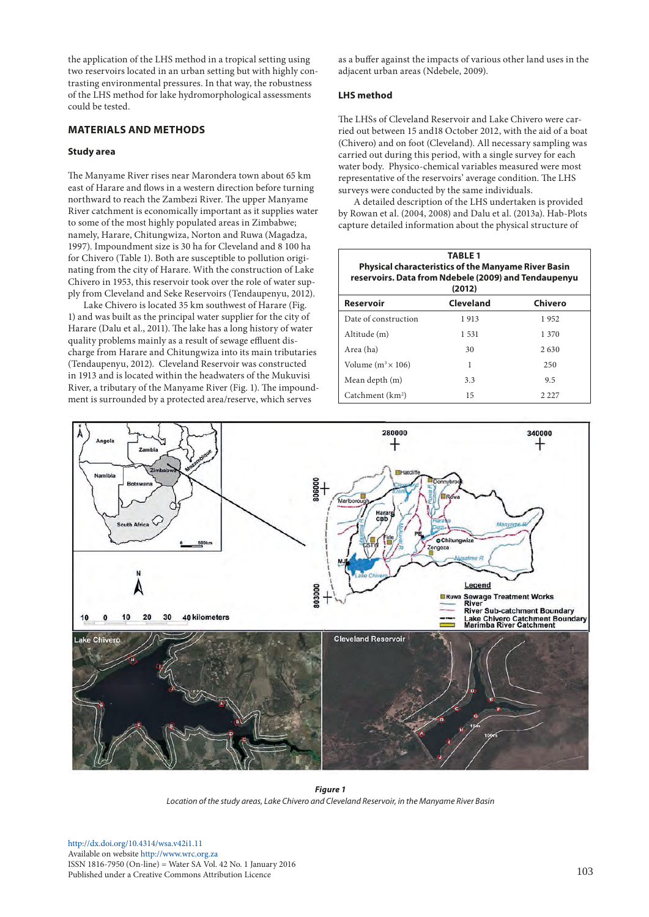the application of the LHS method in a tropical setting using two reservoirs located in an urban setting but with highly contrasting environmental pressures. In that way, the robustness of the LHS method for lake hydromorphological assessments could be tested.

## MATERIALS AND METHODS

### Study area

The Manyame River rises near Marondera town about 65 km east of Harare and flows in a western direction before turning northward to reach the Zambezi River. The upper Manyame River catchment is economically important as it supplies water to some of the most highly populated areas in Zimbabwe; namely, Harare, Chitungwiza, Norton and Ruwa (Magadza, 1997). Impoundment size is 30 ha for Cleveland and 8 100 ha for Chivero (Table 1). Both are susceptible to pollution originating from the city of Harare. With the construction of Lake Chivero in 1953, this reservoir took over the role of water supply from Cleveland and Seke Reservoirs (Tendaupenyu, 2012).

Lake Chivero is located 35 km southwest of Harare (Fig. 1) and was built as the principal water supplier for the city of Harare (Dalu et al., 2011). The lake has a long history of water quality problems mainly as a result of sewage effluent discharge from Harare and Chitungwiza into its main tributaries (Tendaupenyu, 2012). Cleveland Reservoir was constructed in 1913 and is located within the headwaters of the Mukuvisi River, a tributary of the Manyame River (Fig. 1). The impoundment is surrounded by a protected area/reserve, which serves as a buffer against the impacts of various other land uses in the adjacent urban areas (Ndebele, 2009).

### LHS method

The LHSs of Cleveland Reservoir and Lake Chivero were carried out between 15 and18 October 2012, with the aid of a boat (Chivero) and on foot (Cleveland). All necessary sampling was carried out during this period, with a single survey for each water body. Physico-chemical variables measured were most representative of the reservoirs' average condition. The LHS surveys were conducted by the same individuals.

A detailed description of the LHS undertaken is provided by Rowan et al. (2004, 2008) and Dalu et al. (2013a). Hab-Plots capture detailed information about the physical structure of

**TABLE 1**
**Physical characteristics of the Manyame River Basin reservoirs. Data from Ndebele (2009) and Tendaupenyu (2012)**

| Reservoir | Cleveland | Chivero |
|---|---|---|
| Date of construction | 1 913 | 1 952 |
| Altitude (m) | 1 531 | 1 370 |
| Area (ha) | 30 | 2 630 |
| Volume ($m^3 \times 10^6$) | 1 | 250 |
| Mean depth (m) | 3.3 | 9.5 |
| Catchment ($km^2$) | 15 | 2 227 |

***Figure 1***
*Location of the study areas, Lake Chivero and Cleveland Reservoir, in the Manyame River Basin*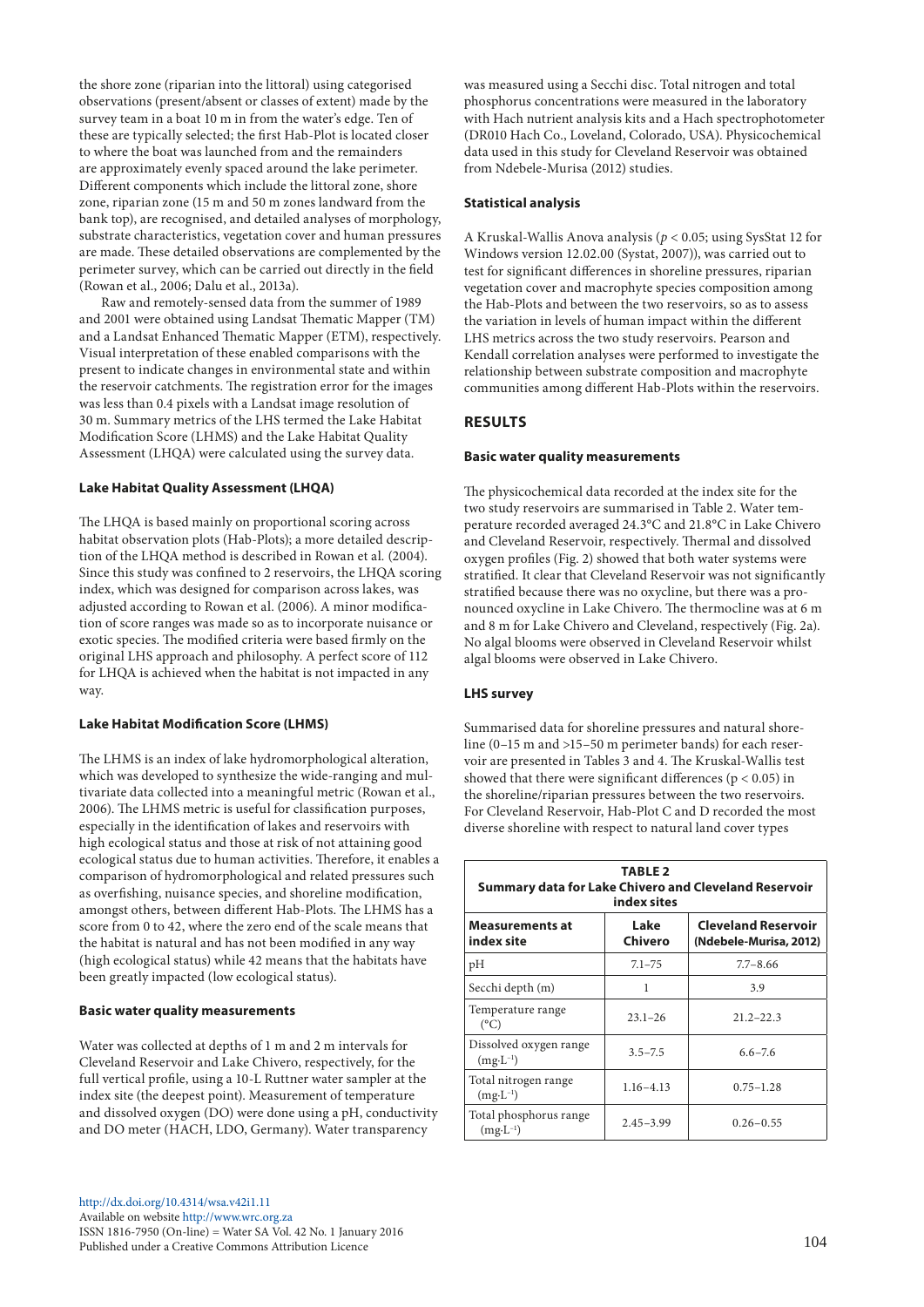the shore zone (riparian into the littoral) using categorised observations (present/absent or classes of extent) made by the survey team in a boat 10 m in from the water's edge. Ten of these are typically selected; the first Hab-Plot is located closer to where the boat was launched from and the remainders are approximately evenly spaced around the lake perimeter. Different components which include the littoral zone, shore zone, riparian zone (15 m and 50 m zones landward from the bank top), are recognised, and detailed analyses of morphology, substrate characteristics, vegetation cover and human pressures are made. These detailed observations are complemented by the perimeter survey, which can be carried out directly in the field (Rowan et al., 2006; Dalu et al., 2013a).

Raw and remotely-sensed data from the summer of 1989 and 2001 were obtained using Landsat Thematic Mapper (TM) and a Landsat Enhanced Thematic Mapper (ETM), respectively. Visual interpretation of these enabled comparisons with the present to indicate changes in environmental state and within the reservoir catchments. The registration error for the images was less than 0.4 pixels with a Landsat image resolution of 30 m. Summary metrics of the LHS termed the Lake Habitat Modification Score (LHMS) and the Lake Habitat Quality Assessment (LHQA) were calculated using the survey data.

### Lake Habitat Quality Assessment (LHQA)

The LHQA is based mainly on proportional scoring across habitat observation plots (Hab-Plots); a more detailed description of the LHQA method is described in Rowan et al. (2004). Since this study was confined to 2 reservoirs, the LHQA scoring index, which was designed for comparison across lakes, was adjusted according to Rowan et al. (2006). A minor modification of score ranges was made so as to incorporate nuisance or exotic species. The modified criteria were based firmly on the original LHS approach and philosophy. A perfect score of 112 for LHQA is achieved when the habitat is not impacted in any way.

### Lake Habitat Modification Score (LHMS)

The LHMS is an index of lake hydromorphological alteration, which was developed to synthesize the wide-ranging and multivariate data collected into a meaningful metric (Rowan et al., 2006). The LHMS metric is useful for classification purposes, especially in the identification of lakes and reservoirs with high ecological status and those at risk of not attaining good ecological status due to human activities. Therefore, it enables a comparison of hydromorphological and related pressures such as overfishing, nuisance species, and shoreline modification, amongst others, between different Hab-Plots. The LHMS has a score from 0 to 42, where the zero end of the scale means that the habitat is natural and has not been modified in any way (high ecological status) while 42 means that the habitats have been greatly impacted (low ecological status).

### Basic water quality measurements

Water was collected at depths of 1 m and 2 m intervals for Cleveland Reservoir and Lake Chivero, respectively, for the full vertical profile, using a 10-L Ruttner water sampler at the index site (the deepest point). Measurement of temperature and dissolved oxygen (DO) were done using a pH, conductivity and DO meter (HACH, LDO, Germany). Water transparency was measured using a Secchi disc. Total nitrogen and total phosphorus concentrations were measured in the laboratory with Hach nutrient analysis kits and a Hach spectrophotometer (DR010 Hach Co., Loveland, Colorado, USA). Physicochemical data used in this study for Cleveland Reservoir was obtained from Ndebele-Murisa (2012) studies.

### Statistical analysis

A Kruskal-Wallis Anova analysis ($p < 0.05$; using SysStat 12 for Windows version 12.02.00 (Systat, 2007)), was carried out to test for significant differences in shoreline pressures, riparian vegetation cover and macrophyte species composition among the Hab-Plots and between the two reservoirs, so as to assess the variation in levels of human impact within the different LHS metrics across the two study reservoirs. Pearson and Kendall correlation analyses were performed to investigate the relationship between substrate composition and macrophyte communities among different Hab-Plots within the reservoirs.

## RESULTS

### Basic water quality measurements

The physicochemical data recorded at the index site for the two study reservoirs are summarised in Table 2. Water temperature recorded averaged 24.3°C and 21.8°C in Lake Chivero and Cleveland Reservoir, respectively. Thermal and dissolved oxygen profiles (Fig. 2) showed that both water systems were stratified. It clear that Cleveland Reservoir was not significantly stratified because there was no oxycline, but there was a pronounced oxycline in Lake Chivero. The thermocline was at 6 m and 8 m for Lake Chivero and Cleveland, respectively (Fig. 2a). No algal blooms were observed in Cleveland Reservoir whilst algal blooms were observed in Lake Chivero.

### LHS survey

Summarised data for shoreline pressures and natural shoreline (0–15 m and >15–50 m perimeter bands) for each reservoir are presented in Tables 3 and 4. The Kruskal-Wallis test showed that there were significant differences ($p < 0.05$) in the shoreline/riparian pressures between the two reservoirs. For Cleveland Reservoir, Hab-Plot C and D recorded the most diverse shoreline with respect to natural land cover types

**TABLE 2**
**Summary data for Lake Chivero and Cleveland Reservoir index sites**

| Measurements at index site | Lake Chivero | Cleveland Reservoir (Ndebele-Murisa, 2012) |
|---|---|---|
| pH | 7.1–75 | 7.7–8.66 |
| Secchi depth (m) | 1 | 3.9 |
| Temperature range (°C) | 23.1–26 | 21.2–22.3 |
| Dissolved oxygen range ($mg \cdot L^{-1}$) | 3.5–7.5 | 6.6–7.6 |
| Total nitrogen range ($mg \cdot L^{-1}$) | 1.16–4.13 | 0.75–1.28 |
| Total phosphorus range ($mg \cdot L^{-1}$) | 2.45–3.99 | 0.26–0.55 |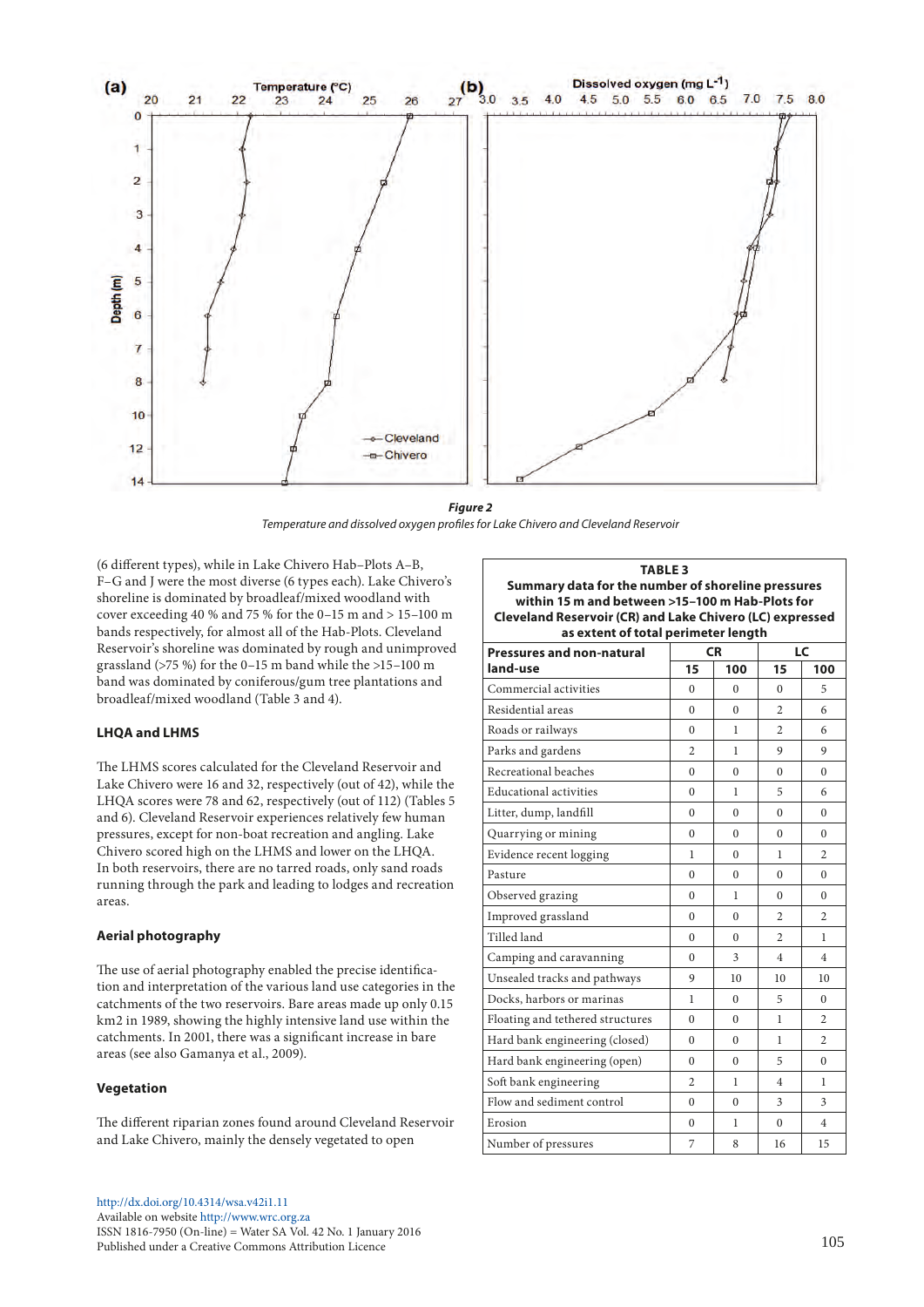**Figure 2**

*Temperature and dissolved oxygen profiles for Lake Chivero and Cleveland Reservoir*

(6 different types), while in Lake Chivero Hab–Plots A–B, F–G and J were the most diverse (6 types each). Lake Chivero's shoreline is dominated by broadleaf/mixed woodland with cover exceeding 40 % and 75 % for the 0–15 m and > 15–100 m bands respectively, for almost all of the Hab-Plots. Cleveland Reservoir's shoreline was dominated by rough and unimproved grassland (>75 %) for the 0–15 m band while the >15–100 m band was dominated by coniferous/gum tree plantations and broadleaf/mixed woodland (Table 3 and 4).

#### LHQA and LHMS

The LHMS scores calculated for the Cleveland Reservoir and Lake Chivero were 16 and 32, respectively (out of 42), while the LHQA scores were 78 and 62, respectively (out of 112) (Tables 5 and 6). Cleveland Reservoir experiences relatively few human pressures, except for non-boat recreation and angling. Lake Chivero scored high on the LHMS and lower on the LHQA. In both reservoirs, there are no tarred roads, only sand roads running through the park and leading to lodges and recreation areas.

#### Aerial photography

The use of aerial photography enabled the precise identification and interpretation of the various land use categories in the catchments of the two reservoirs. Bare areas made up only 0.15 km2 in 1989, showing the highly intensive land use within the catchments. In 2001, there was a significant increase in bare areas (see also Gamanya et al., 2009).

#### Vegetation

The different riparian zones found around Cleveland Reservoir and Lake Chivero, mainly the densely vegetated to open

**TABLE 3**
**Summary data for the number of shoreline pressures within 15 m and between >15–100 m Hab-Plots for Cleveland Reservoir (CR) and Lake Chivero (LC) expressed as extent of total perimeter length**

| Pressures and non-natural land-use | CR | | LC | |
|---|---|---|---|---|
| | 15 | 100 | 15 | 100 |
| Commercial activities | 0 | 0 | 0 | 5 |
| Residential areas | 0 | 0 | 2 | 6 |
| Roads or railways | 0 | 1 | 2 | 6 |
| Parks and gardens | 2 | 1 | 9 | 9 |
| Recreational beaches | 0 | 0 | 0 | 0 |
| Educational activities | 0 | 1 | 5 | 6 |
| Litter, dump, landfill | 0 | 0 | 0 | 0 |
| Quarrying or mining | 0 | 0 | 0 | 0 |
| Evidence recent logging | 1 | 0 | 1 | 2 |
| Pasture | 0 | 0 | 0 | 0 |
| Observed grazing | 0 | 1 | 0 | 0 |
| Improved grassland | 0 | 0 | 2 | 2 |
| Tilled land | 0 | 0 | 2 | 1 |
| Camping and caravanning | 0 | 3 | 4 | 4 |
| Unsealed tracks and pathways | 9 | 10 | 10 | 10 |
| Docks, harbors or marinas | 1 | 0 | 5 | 0 |
| Floating and tethered structures | 0 | 0 | 1 | 2 |
| Hard bank engineering (closed) | 0 | 0 | 1 | 2 |
| Hard bank engineering (open) | 0 | 0 | 5 | 0 |
| Soft bank engineering | 2 | 1 | 4 | 1 |
| Flow and sediment control | 0 | 0 | 3 | 3 |
| Erosion | 0 | 1 | 0 | 4 |
| Number of pressures | 7 | 8 | 16 | 15 |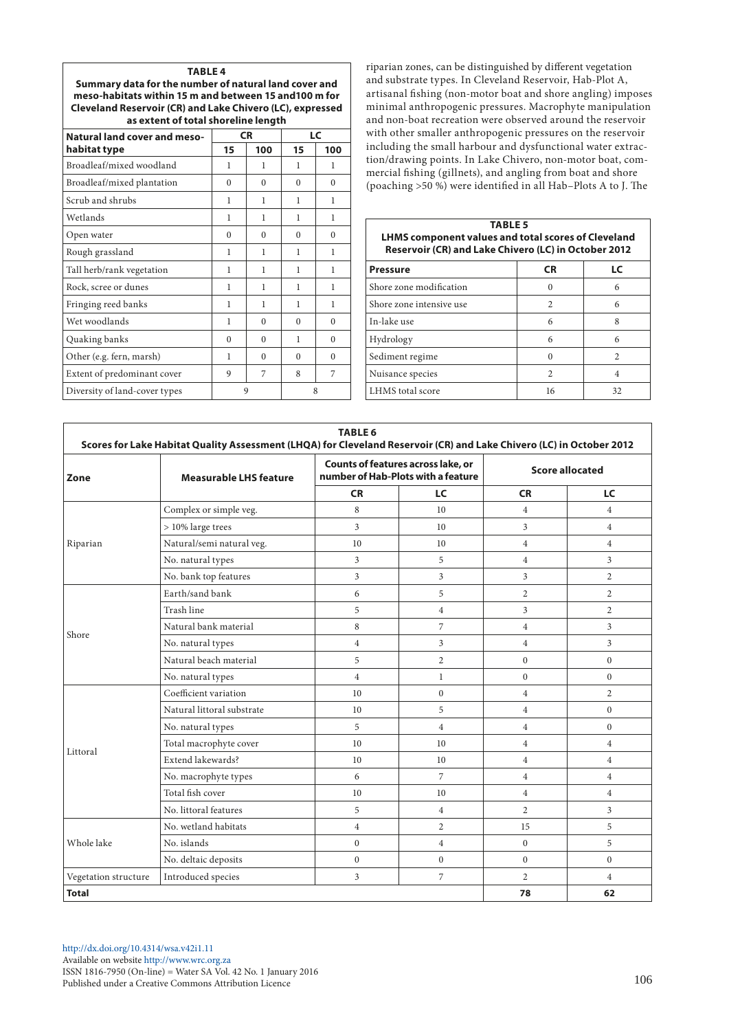**TABLE 4**
**Summary data for the number of natural land cover and meso-habitats within 15 m and between 15 and100 m for Cleveland Reservoir (CR) and Lake Chivero (LC), expressed as extent of total shoreline length**

| Natural land cover and meso-habitat type | CR | | LC | |
|---|---|---|---|---|
| | 15 | 100 | 15 | 100 |
| Broadleaf/mixed woodland | 1 | 1 | 1 | 1 |
| Broadleaf/mixed plantation | 0 | 0 | 0 | 0 |
| Scrub and shrubs | 1 | 1 | 1 | 1 |
| Wetlands | 1 | 1 | 1 | 1 |
| Open water | 0 | 0 | 0 | 0 |
| Rough grassland | 1 | 1 | 1 | 1 |
| Tall herb/rank vegetation | 1 | 1 | 1 | 1 |
| Rock, scree or dunes | 1 | 1 | 1 | 1 |
| Fringing reed banks | 1 | 1 | 1 | 1 |
| Wet woodlands | 1 | 0 | 0 | 0 |
| Quaking banks | 0 | 0 | 1 | 0 |
| Other (e.g. fern, marsh) | 1 | 0 | 0 | 0 |
| Extent of predominant cover | 9 | 7 | 8 | 7 |
| Diversity of land-cover types | 9 | | 8 | |

riparian zones, can be distinguished by different vegetation and substrate types. In Cleveland Reservoir, Hab-Plot A, artisanal fishing (non-motor boat and shore angling) imposes minimal anthropogenic pressures. Macrophyte manipulation with other smaller anthropogenic pressures on the reservoir including the small harbour and dysfunctional water extraction/drawing points. In Lake Chivero, non-motor boat, commercial fishing (gillnets), and angling from boat and shore (poaching >50 %) were identified in all Hab–Plots A to J. The

**TABLE 5**
**LHMS component values and total scores of Cleveland Reservoir (CR) and Lake Chivero (LC) in October 2012**

| Pressure | CR | LC |
|---|---|---|
| Shore zone modification | 0 | 6 |
| Shore zone intensive use | 2 | 6 |
| In-lake use | 6 | 8 |
| Hydrology | 6 | 6 |
| Sediment regime | 0 | 2 |
| Nuisance species | 2 | 4 |
| LHMS total score | 16 | 32 |

**TABLE 6**
**Scores for Lake Habitat Quality Assessment (LHQA) for Cleveland Reservoir (CR) and Lake Chivero (LC) in October 2012**

| Zone | Measurable LHS feature | Counts of features across lake, or number of Hab-Plots with a feature | | Score allocated | |
|---|---|---|---|---|---|
| | | CR | LC | CR | LC |
| Riparian | Complex or simple veg. | 8 | 10 | 4 | 4 |
| | > 10% large trees | 3 | 10 | 3 | 4 |
| | Natural/semi natural veg. | 10 | 10 | 4 | 4 |
| | No. natural types | 3 | 5 | 4 | 3 |
| | No. bank top features | 3 | 3 | 3 | 2 |
| Shore | Earth/sand bank | 6 | 5 | 2 | 2 |
| | Trash line | 5 | 4 | 3 | 2 |
| | Natural bank material | 8 | 7 | 4 | 3 |
| | No. natural types | 4 | 3 | 4 | 3 |
| | Natural beach material | 5 | 2 | 0 | 0 |
| | No. natural types | 4 | 1 | 0 | 0 |
| Littoral | Coefficient variation | 10 | 0 | 4 | 2 |
| | Natural littoral substrate | 10 | 5 | 4 | 0 |
| | No. natural types | 5 | 4 | 4 | 0 |
| | Total macrophyte cover | 10 | 10 | 4 | 4 |
| | Extend lakewards? | 10 | 10 | 4 | 4 |
| | No. macrophyte types | 6 | 7 | 4 | 4 |
| | Total fish cover | 10 | 10 | 4 | 4 |
| | No. littoral features | 5 | 4 | 2 | 3 |
| Whole lake | No. wetland habitats | 4 | 2 | 15 | 5 |
| | No. islands | 0 | 4 | 0 | 5 |
| | No. deltaic deposits | 0 | 0 | 0 | 0 |
| Vegetation structure | Introduced species | 3 | 7 | 2 | 4 |
| **Total** | | | | **78** | **62** |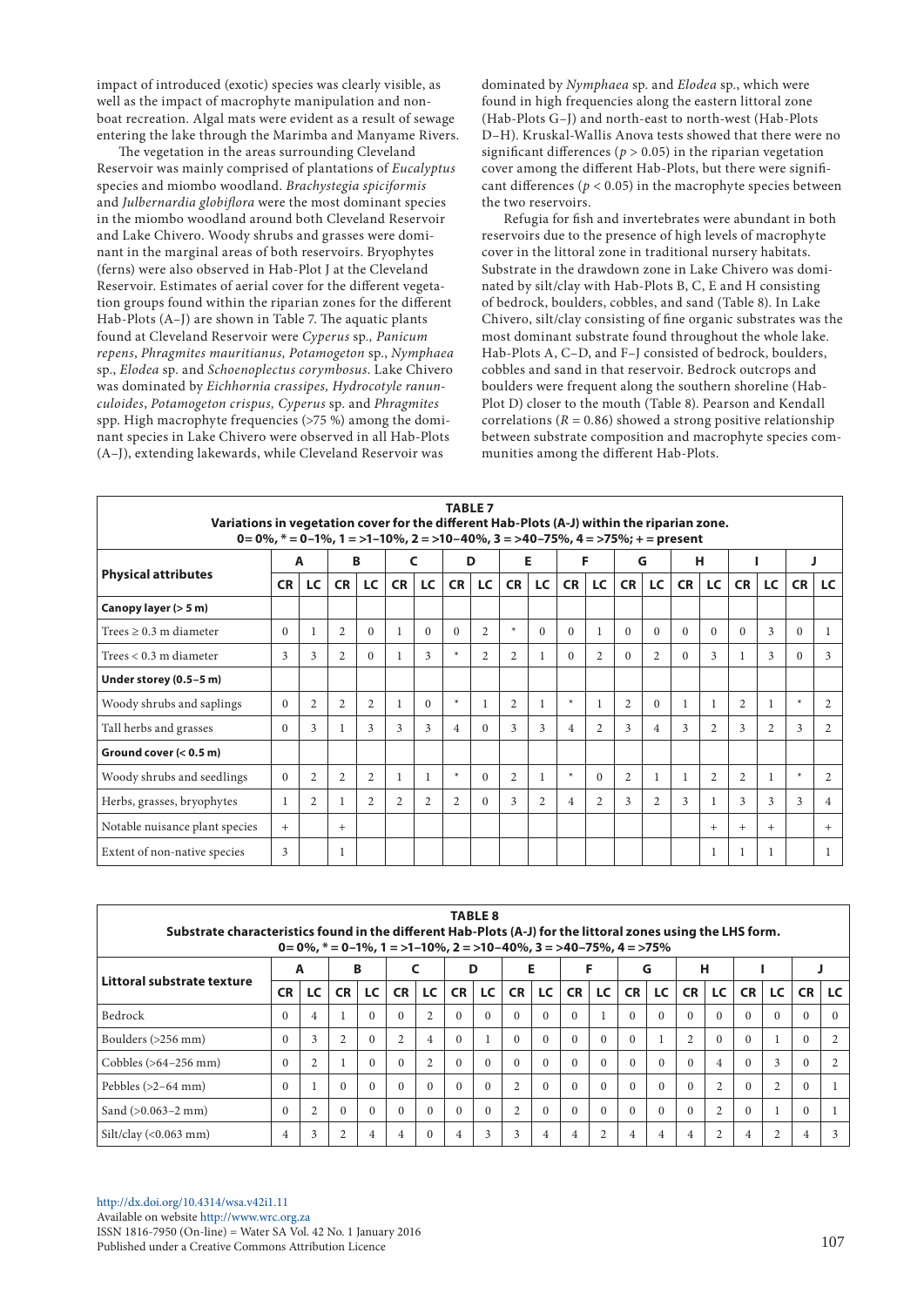impact of introduced (exotic) species was clearly visible, as well as the impact of macrophyte manipulation and non-boat recreation. Algal mats were evident as a result of sewage entering the lake through the Marimba and Manyame Rivers.

The vegetation in the areas surrounding Cleveland Reservoir was mainly comprised of plantations of *Eucalyptus* species and miombo woodland. *Brachystegia spiciformis* and *Julbernardia globiflora* were the most dominant species in the miombo woodland around both Cleveland Reservoir and Lake Chivero. Woody shrubs and grasses were dominant in the marginal areas of both reservoirs. Bryophytes (ferns) were also observed in Hab-Plot J at the Cleveland Reservoir. Estimates of aerial cover for the different vegetation groups found within the riparian zones for the different Hab-Plots (A–J) are shown in Table 7. The aquatic plants found at Cleveland Reservoir were *Cyperus* sp., *Panicum repens*, *Phragmites mauritianus, Potamogeton* sp., *Nymphaea* sp., *Elodea* sp. and *Schoenoplectus corymbosus*. Lake Chivero was dominated by *Eichhornia crassipes, Hydrocotyle ranunculoides*, *Potamogeton crispus, Cyperus* sp. and *Phragmites* spp. High macrophyte frequencies (>75 %) among the dominant species in Lake Chivero were observed in all Hab-Plots (A–J), extending lakewards, while Cleveland Reservoir was dominated by *Nymphaea* sp. and *Elodea* sp., which were found in high frequencies along the eastern littoral zone (Hab-Plots G–J) and north-east to north-west (Hab-Plots D–H). Kruskal-Wallis Anova tests showed that there were no significant differences ($p > 0.05$) in the riparian vegetation cover among the different Hab-Plots, but there were significant differences ($p < 0.05$) in the macrophyte species between the two reservoirs.

Refugia for fish and invertebrates were abundant in both reservoirs due to the presence of high levels of macrophyte cover in the littoral zone in traditional nursery habitats. Substrate in the drawdown zone in Lake Chivero was dominated by silt/clay with Hab-Plots B, C, E and H consisting of bedrock, boulders, cobbles, and sand (Table 8). In Lake Chivero, silt/clay consisting of fine organic substrates was the most dominant substrate found throughout the whole lake. Hab-Plots A, C–D, and F–J consisted of bedrock, boulders, cobbles and sand in that reservoir. Bedrock outcrops and boulders were frequent along the southern shoreline (Hab-Plot D) closer to the mouth (Table 8). Pearson and Kendall correlations ($R = 0.86$) showed a strong positive relationship between substrate composition and macrophyte species communities among the different Hab-Plots.

**TABLE 7**
**Variations in vegetation cover for the different Hab-Plots (A-J) within the riparian zone.**
**0= 0%, * = 0–1%, 1 = >1–10%, 2 = >10–40%, 3 = >40–75%, 4 = >75%; + = present**

| Physical attributes | A | | B | | C | | D | | E | | F | | G | | H | | I | | J | |
|---|---|---|---|---|---|---|---|---|---|---|---|---|---|---|---|---|---|---|---|---|
| | CR | LC | CR | LC | CR | LC | CR | LC | CR | LC | CR | LC | CR | LC | CR | LC | CR | LC | CR | LC |
| **Canopy layer (> 5 m)** | | | | | | | | | | | | | | | | | | | | |
| Trees ≥ 0.3 m diameter | 0 | 1 | 2 | 0 | 1 | 0 | 0 | 2 | * | 0 | 0 | 1 | 0 | 0 | 0 | 0 | 0 | 3 | 0 | 1 |
| Trees < 0.3 m diameter | 3 | 3 | 2 | 0 | 1 | 3 | * | 2 | 2 | 1 | 0 | 2 | 0 | 2 | 0 | 3 | 1 | 3 | 0 | 3 |
| **Under storey (0.5–5 m)** | | | | | | | | | | | | | | | | | | | | |
| Woody shrubs and saplings | 0 | 2 | 2 | 2 | 1 | 0 | * | 1 | 2 | 1 | * | 1 | 2 | 0 | 1 | 1 | 2 | 1 | * | 2 |
| Tall herbs and grasses | 0 | 3 | 1 | 3 | 3 | 3 | 4 | 0 | 3 | 3 | 4 | 2 | 3 | 4 | 3 | 2 | 3 | 2 | 3 | 2 |
| **Ground cover (< 0.5 m)** | | | | | | | | | | | | | | | | | | | | |
| Woody shrubs and seedlings | 0 | 2 | 2 | 2 | 1 | 1 | * | 0 | 2 | 1 | * | 0 | 2 | 1 | 1 | 2 | 2 | 1 | * | 2 |
| Herbs, grasses, bryophytes | 1 | 2 | 1 | 2 | 2 | 2 | 2 | 0 | 3 | 2 | 4 | 2 | 3 | 2 | 3 | 1 | 3 | 3 | 3 | 4 |
| Notable nuisance plant species | + | | + | | | | | | | | | | | | | + | + | + | | + |
| Extent of non-native species | 3 | | 1 | | | | | | | | | | | | | 1 | 1 | 1 | | 1 |

**TABLE 8**
**Substrate characteristics found in the different Hab-Plots (A-J) for the littoral zones using the LHS form.**
**0= 0%, * = 0–1%, 1 = >1–10%, 2 = >10–40%, 3 = >40–75%, 4 = >75%**

| Littoral substrate texture | A | | B | | C | | D | | E | | F | | G | | H | | I | | J | |
|---|---|---|---|---|---|---|---|---|---|---|---|---|---|---|---|---|---|---|---|---|
| | CR | LC | CR | LC | CR | LC | CR | LC | CR | LC | CR | LC | CR | LC | CR | LC | CR | LC | CR | LC |
| Bedrock | 0 | 4 | 1 | 0 | 0 | 2 | 0 | 0 | 0 | 0 | 0 | 1 | 0 | 0 | 0 | 0 | 0 | 0 | 0 | 0 |
| Boulders (>256 mm) | 0 | 3 | 2 | 0 | 2 | 4 | 0 | 1 | 0 | 0 | 0 | 0 | 0 | 1 | 2 | 0 | 0 | 1 | 0 | 2 |
| Cobbles (>64–256 mm) | 0 | 2 | 1 | 0 | 0 | 2 | 0 | 0 | 0 | 0 | 0 | 0 | 0 | 0 | 0 | 4 | 0 | 3 | 0 | 2 |
| Pebbles (>2–64 mm) | 0 | 1 | 0 | 0 | 0 | 0 | 0 | 0 | 2 | 0 | 0 | 0 | 0 | 0 | 0 | 2 | 0 | 2 | 0 | 1 |
| Sand (>0.063–2 mm) | 0 | 2 | 0 | 0 | 0 | 0 | 0 | 0 | 2 | 0 | 0 | 0 | 0 | 0 | 0 | 2 | 0 | 1 | 0 | 1 |
| Silt/clay (<0.063 mm) | 4 | 3 | 2 | 4 | 4 | 0 | 4 | 3 | 3 | 4 | 4 | 2 | 4 | 4 | 4 | 2 | 4 | 2 | 4 | 3 |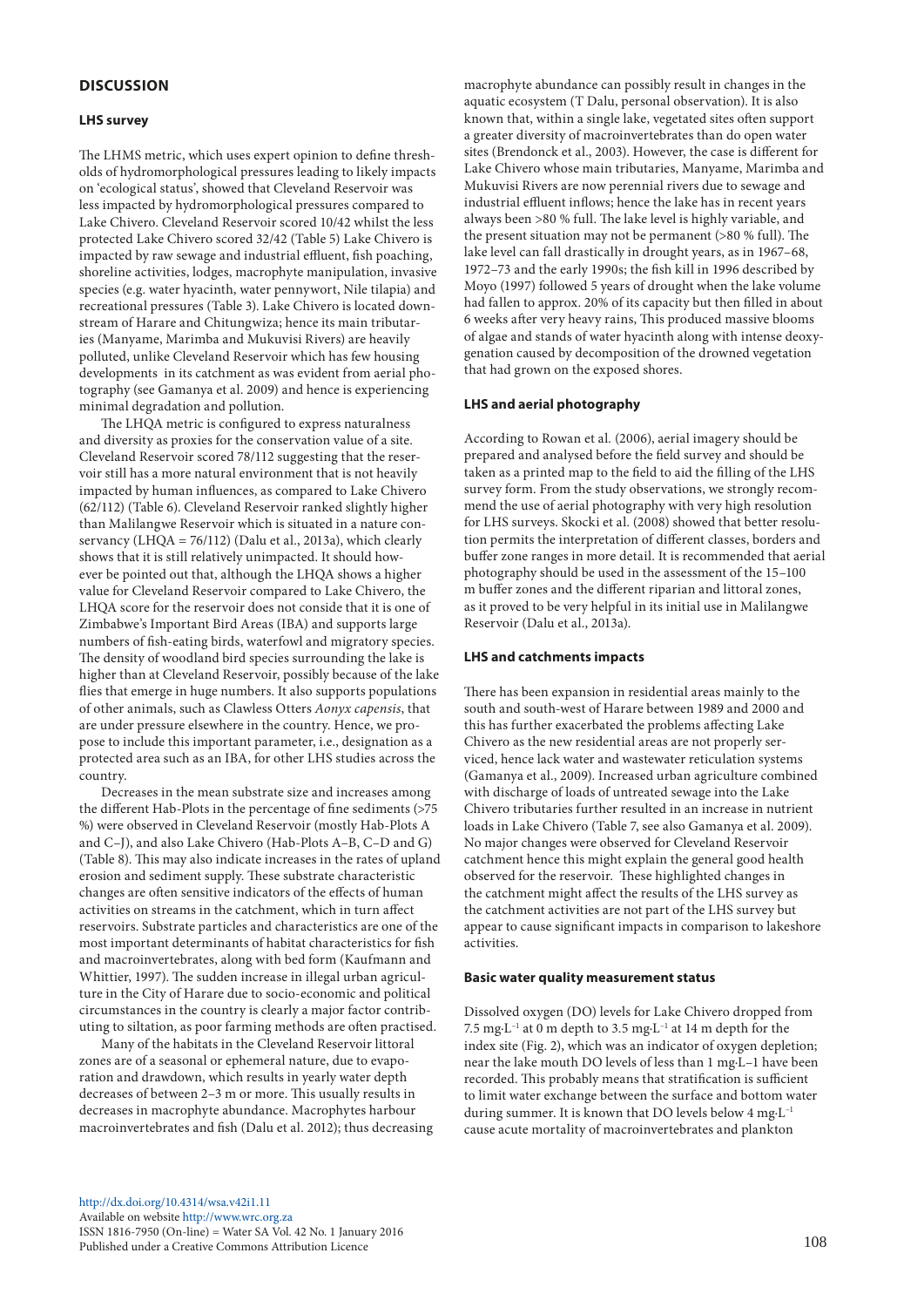## DISCUSSION

### LHS survey

The LHMS metric, which uses expert opinion to define thresholds of hydromorphological pressures leading to likely impacts on 'ecological status', showed that Cleveland Reservoir was less impacted by hydromorphological pressures compared to Lake Chivero. Cleveland Reservoir scored 10/42 whilst the less protected Lake Chivero scored 32/42 (Table 5) Lake Chivero is impacted by raw sewage and industrial effluent, fish poaching, shoreline activities, lodges, macrophyte manipulation, invasive species (e.g. water hyacinth, water pennywort, Nile tilapia) and recreational pressures (Table 3). Lake Chivero is located downstream of Harare and Chitungwiza; hence its main tributaries (Manyame, Marimba and Mukuvisi Rivers) are heavily polluted, unlike Cleveland Reservoir which has few housing developments in its catchment as was evident from aerial photography (see Gamanya et al. 2009) and hence is experiencing minimal degradation and pollution.

The LHQA metric is configured to express naturalness and diversity as proxies for the conservation value of a site. Cleveland Reservoir scored 78/112 suggesting that the reservoir still has a more natural environment that is not heavily impacted by human influences, as compared to Lake Chivero (62/112) (Table 6). Cleveland Reservoir ranked slightly higher than Malilangwe Reservoir which is situated in a nature conservancy (LHQA = 76/112) (Dalu et al., 2013a), which clearly shows that it is still relatively unimpacted. It should however be pointed out that, although the LHQA shows a higher value for Cleveland Reservoir compared to Lake Chivero, the LHQA score for the reservoir does not conside that it is one of Zimbabwe's Important Bird Areas (IBA) and supports large numbers of fish-eating birds, waterfowl and migratory species. The density of woodland bird species surrounding the lake is higher than at Cleveland Reservoir, possibly because of the lake flies that emerge in huge numbers. It also supports populations of other animals, such as Clawless Otters *Aonyx capensis*, that are under pressure elsewhere in the country. Hence, we propose to include this important parameter, i.e., designation as a protected area such as an IBA, for other LHS studies across the country.

Decreases in the mean substrate size and increases among the different Hab-Plots in the percentage of fine sediments (>75 %) were observed in Cleveland Reservoir (mostly Hab-Plots A and C–J), and also Lake Chivero (Hab-Plots A–B, C–D and G) (Table 8). This may also indicate increases in the rates of upland erosion and sediment supply. These substrate characteristic changes are often sensitive indicators of the effects of human activities on streams in the catchment, which in turn affect reservoirs. Substrate particles and characteristics are one of the most important determinants of habitat characteristics for fish and macroinvertebrates, along with bed form (Kaufmann and Whittier, 1997). The sudden increase in illegal urban agriculture in the City of Harare due to socio-economic and political circumstances in the country is clearly a major factor contributing to siltation, as poor farming methods are often practised.

Many of the habitats in the Cleveland Reservoir littoral zones are of a seasonal or ephemeral nature, due to evaporation and drawdown, which results in yearly water depth decreases of between 2–3 m or more. This usually results in decreases in macrophyte abundance. Macrophytes harbour macroinvertebrates and fish (Dalu et al. 2012); thus decreasing macrophyte abundance can possibly result in changes in the aquatic ecosystem (T Dalu, personal observation). It is also known that, within a single lake, vegetated sites often support a greater diversity of macroinvertebrates than do open water sites (Brendonck et al., 2003). However, the case is different for Lake Chivero whose main tributaries, Manyame, Marimba and Mukuvisi Rivers are now perennial rivers due to sewage and industrial effluent inflows; hence the lake has in recent years always been >80 % full. The lake level is highly variable, and the present situation may not be permanent (>80 % full). The lake level can fall drastically in drought years, as in 1967–68, 1972–73 and the early 1990s; the fish kill in 1996 described by Moyo (1997) followed 5 years of drought when the lake volume had fallen to approx. 20% of its capacity but then filled in about 6 weeks after very heavy rains, This produced massive blooms of algae and stands of water hyacinth along with intense deoxygenation caused by decomposition of the drowned vegetation that had grown on the exposed shores.

### LHS and aerial photography

According to Rowan et al. (2006), aerial imagery should be prepared and analysed before the field survey and should be taken as a printed map to the field to aid the filling of the LHS survey form. From the study observations, we strongly recommend the use of aerial photography with very high resolution for LHS surveys. Skocki et al. (2008) showed that better resolution permits the interpretation of different classes, borders and buffer zone ranges in more detail. It is recommended that aerial photography should be used in the assessment of the 15–100 m buffer zones and the different riparian and littoral zones, as it proved to be very helpful in its initial use in Malilangwe Reservoir (Dalu et al., 2013a).

### LHS and catchments impacts

There has been expansion in residential areas mainly to the south and south-west of Harare between 1989 and 2000 and this has further exacerbated the problems affecting Lake Chivero as the new residential areas are not properly serviced, hence lack water and wastewater reticulation systems (Gamanya et al., 2009). Increased urban agriculture combined with discharge of loads of untreated sewage into the Lake Chivero tributaries further resulted in an increase in nutrient loads in Lake Chivero (Table 7, see also Gamanya et al. 2009). No major changes were observed for Cleveland Reservoir catchment hence this might explain the general good health observed for the reservoir. These highlighted changes in the catchment might affect the results of the LHS survey as the catchment activities are not part of the LHS survey but appear to cause significant impacts in comparison to lakeshore activities.

### Basic water quality measurement status

Dissolved oxygen (DO) levels for Lake Chivero dropped from 7.5 $mg \cdot L^{-1}$ at 0 m depth to 3.5 $mg \cdot L^{-1}$ at 14 m depth for the index site (Fig. 2), which was an indicator of oxygen depletion; near the lake mouth DO levels of less than 1 mg·L–1 have been recorded. This probably means that stratification is sufficient to limit water exchange between the surface and bottom water during summer. It is known that DO levels below 4 $mg \cdot L^{-1}$ cause acute mortality of macroinvertebrates and plankton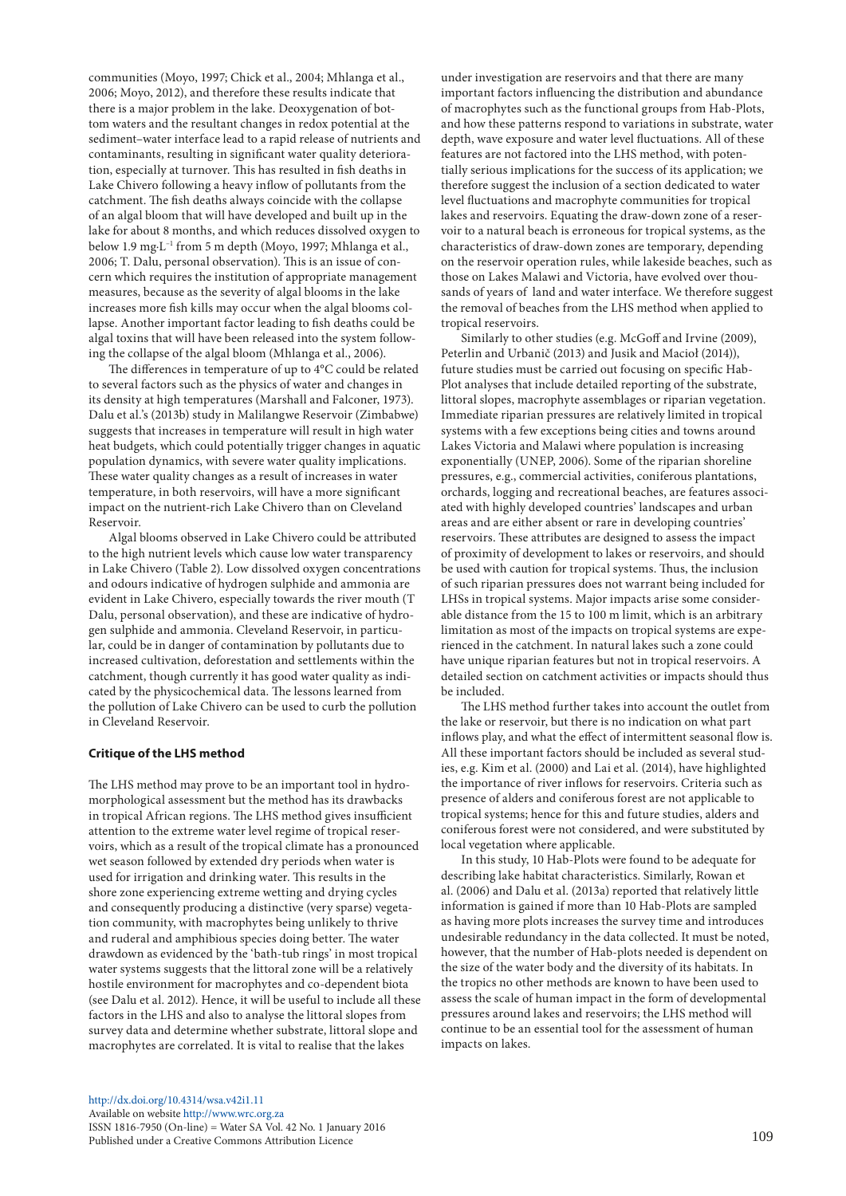communities (Moyo, 1997; Chick et al., 2004; Mhlanga et al., 2006; Moyo, 2012), and therefore these results indicate that there is a major problem in the lake. Deoxygenation of bottom waters and the resultant changes in redox potential at the sediment–water interface lead to a rapid release of nutrients and contaminants, resulting in significant water quality deterioration, especially at turnover. This has resulted in fish deaths in Lake Chivero following a heavy inflow of pollutants from the catchment. The fish deaths always coincide with the collapse of an algal bloom that will have developed and built up in the lake for about 8 months, and which reduces dissolved oxygen to below 1.9 mg·L$^{-1}$ from 5 m depth (Moyo, 1997; Mhlanga et al., 2006; T. Dalu, personal observation). This is an issue of concern which requires the institution of appropriate management measures, because as the severity of algal blooms in the lake increases more fish kills may occur when the algal blooms collapse. Another important factor leading to fish deaths could be algal toxins that will have been released into the system following the collapse of the algal bloom (Mhlanga et al., 2006).

The differences in temperature of up to 4°C could be related to several factors such as the physics of water and changes in its density at high temperatures (Marshall and Falconer, 1973). Dalu et al.'s (2013b) study in Malilangwe Reservoir (Zimbabwe) suggests that increases in temperature will result in high water heat budgets, which could potentially trigger changes in aquatic population dynamics, with severe water quality implications. These water quality changes as a result of increases in water temperature, in both reservoirs, will have a more significant impact on the nutrient-rich Lake Chivero than on Cleveland Reservoir.

Algal blooms observed in Lake Chivero could be attributed to the high nutrient levels which cause low water transparency in Lake Chivero (Table 2). Low dissolved oxygen concentrations and odours indicative of hydrogen sulphide and ammonia are evident in Lake Chivero, especially towards the river mouth (T Dalu, personal observation), and these are indicative of hydrogen sulphide and ammonia. Cleveland Reservoir, in particular, could be in danger of contamination by pollutants due to increased cultivation, deforestation and settlements within the catchment, though currently it has good water quality as indicated by the physicochemical data. The lessons learned from the pollution of Lake Chivero can be used to curb the pollution in Cleveland Reservoir.

### Critique of the LHS method

The LHS method may prove to be an important tool in hydromorphological assessment but the method has its drawbacks in tropical African regions. The LHS method gives insufficient attention to the extreme water level regime of tropical reservoirs, which as a result of the tropical climate has a pronounced wet season followed by extended dry periods when water is used for irrigation and drinking water. This results in the shore zone experiencing extreme wetting and drying cycles and consequently producing a distinctive (very sparse) vegetation community, with macrophytes being unlikely to thrive and ruderal and amphibious species doing better. The water drawdown as evidenced by the 'bath-tub rings' in most tropical water systems suggests that the littoral zone will be a relatively hostile environment for macrophytes and co-dependent biota (see Dalu et al. 2012). Hence, it will be useful to include all these factors in the LHS and also to analyse the littoral slopes from survey data and determine whether substrate, littoral slope and macrophytes are correlated. It is vital to realise that the lakes under investigation are reservoirs and that there are many important factors influencing the distribution and abundance of macrophytes such as the functional groups from Hab-Plots, and how these patterns respond to variations in substrate, water depth, wave exposure and water level fluctuations. All of these features are not factored into the LHS method, with potentially serious implications for the success of its application; we therefore suggest the inclusion of a section dedicated to water level fluctuations and macrophyte communities for tropical lakes and reservoirs. Equating the draw-down zone of a reservoir to a natural beach is erroneous for tropical systems, as the characteristics of draw-down zones are temporary, depending on the reservoir operation rules, while lakeside beaches, such as those on Lakes Malawi and Victoria, have evolved over thousands of years of land and water interface. We therefore suggest the removal of beaches from the LHS method when applied to tropical reservoirs.

Similarly to other studies (e.g. McGoff and Irvine (2009), Peterlin and Urbanič (2013) and Jusik and Macioł (2014)), future studies must be carried out focusing on specific Hab-Plot analyses that include detailed reporting of the substrate, littoral slopes, macrophyte assemblages or riparian vegetation. Immediate riparian pressures are relatively limited in tropical systems with a few exceptions being cities and towns around Lakes Victoria and Malawi where population is increasing exponentially (UNEP, 2006). Some of the riparian shoreline pressures, e.g., commercial activities, coniferous plantations, orchards, logging and recreational beaches, are features associated with highly developed countries' landscapes and urban areas and are either absent or rare in developing countries' reservoirs. These attributes are designed to assess the impact of proximity of development to lakes or reservoirs, and should be used with caution for tropical systems. Thus, the inclusion of such riparian pressures does not warrant being included for LHSs in tropical systems. Major impacts arise some considerable distance from the 15 to 100 m limit, which is an arbitrary limitation as most of the impacts on tropical systems are experienced in the catchment. In natural lakes such a zone could have unique riparian features but not in tropical reservoirs. A detailed section on catchment activities or impacts should thus be included.

The LHS method further takes into account the outlet from the lake or reservoir, but there is no indication on what part inflows play, and what the effect of intermittent seasonal flow is. All these important factors should be included as several studies, e.g. Kim et al. (2000) and Lai et al. (2014), have highlighted the importance of river inflows for reservoirs. Criteria such as presence of alders and coniferous forest are not applicable to tropical systems; hence for this and future studies, alders and coniferous forest were not considered, and were substituted by local vegetation where applicable.

In this study, 10 Hab-Plots were found to be adequate for describing lake habitat characteristics. Similarly, Rowan et al. (2006) and Dalu et al. (2013a) reported that relatively little information is gained if more than 10 Hab-Plots are sampled as having more plots increases the survey time and introduces undesirable redundancy in the data collected. It must be noted, however, that the number of Hab-plots needed is dependent on the size of the water body and the diversity of its habitats. In the tropics no other methods are known to have been used to assess the scale of human impact in the form of developmental pressures around lakes and reservoirs; the LHS method will continue to be an essential tool for the assessment of human impacts on lakes.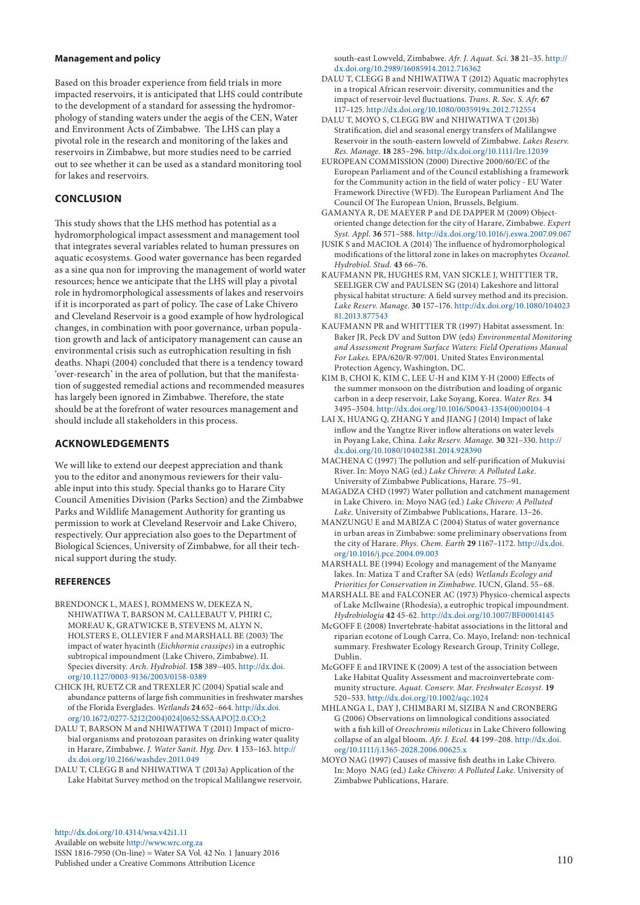**Management and policy**

Based on this broader experience from field trials in more impacted reservoirs, it is anticipated that LHS could contribute to the development of a standard for assessing the hydromorphology of standing waters under the aegis of the CEN, Water and Environment Acts of Zimbabwe. The LHS can play a pivotal role in the research and monitoring of the lakes and reservoirs in Zimbabwe, but more studies need to be carried out to see whether it can be used as a standard monitoring tool for lakes and reservoirs.

## CONCLUSION

This study shows that the LHS method has potential as a hydromorphological impact assessment and management tool that integrates several variables related to human pressures on aquatic ecosystems. Good water governance has been regarded as a sine qua non for improving the management of world water resources; hence we anticipate that the LHS will play a pivotal role in hydromorphological assessments of lakes and reservoirs if it is incorporated as part of policy. The case of Lake Chivero and Cleveland Reservoir is a good example of how hydrological changes, in combination with poor governance, urban population growth and lack of anticipatory management can cause an environmental crisis such as eutrophication resulting in fish deaths. Nhapi (2004) concluded that there is a tendency toward 'over-research' in the area of pollution, but that the manifestation of suggested remedial actions and recommended measures has largely been ignored in Zimbabwe. Therefore, the state should be at the forefront of water resources management and should include all stakeholders in this process.

## ACKNOWLEDGEMENTS

We will like to extend our deepest appreciation and thank you to the editor and anonymous reviewers for their valuable input into this study. Special thanks go to Harare City Council Amenities Division (Parks Section) and the Zimbabwe Parks and Wildlife Management Authority for granting us permission to work at Cleveland Reservoir and Lake Chivero, respectively. Our appreciation also goes to the Department of Biological Sciences, University of Zimbabwe, for all their technical support during the study.

## REFERENCES

BRENDONCK L, MAES J, ROMMENS W, DEKEZA N, NHIWATIWA T, BARSON M, CALLEBAUT V, PHIRI C, MOREAU K, GRATWICKE B, STEVENS M, ALYN N, HOLSTERS E, OLLEVIER F and MARSHALL BE (2003) The impact of water hyacinth (*Eichhornia crassipes*) in a eutrophic subtropical impoundment (Lake Chivero, Zimbabwe). II. Species diversity. *Arch. Hydrobiol.* **158** 389–405. http://dx.doi.org/10.1127/0003-9136/2003/0158-0389

CHICK JH, RUETZ CR and TREXLER JC (2004) Spatial scale and abundance patterns of large fish communities in freshwater marshes of the Florida Everglades. *Wetlands* **24** 652–664. http://dx.doi.org/10.1672/0277-5212(2004)024[0652:SSAAPO]2.0.CO;2

DALU T, BARSON M and NHIWATIWA T (2011) Impact of microbial organisms and protozoan parasites on drinking water quality in Harare, Zimbabwe. *J. Water Sanit. Hyg. Dev.* **1** 153–163. http://dx.doi.org/10.2166/washdev.2011.049

DALU T, CLEGG B and NHIWATIWA T (2013a) Application of the Lake Habitat Survey method on the tropical Malilangwe reservoir, south-east Lowveld, Zimbabwe. *Afr. J. Aquat. Sci.* **38** 21–35. http://dx.doi.org/10.2989/16085914.2012.716362

DALU T, CLEGG B and NHIWATIWA T (2012) Aquatic macrophytes in a tropical African reservoir: diversity, communities and the impact of reservoir-level fluctuations. *Trans. R. Soc. S. Afr.* **67** 117–125. http://dx.doi.org/10.1080/0035919x.2012.712554

DALU T, MOYO S, CLEGG BW and NHIWATIWA T (2013b) Stratification, diel and seasonal energy transfers of Malilangwe Reservoir in the south-eastern lowveld of Zimbabwe. *Lakes Reserv. Res. Manage.* **18** 285–296. http://dx.doi.org/10.1111/lre.12039

EUROPEAN COMMISSION (2000) Directive 2000/60/EC of the European Parliament and of the Council establishing a framework for the Community action in the field of water policy - EU Water Framework Directive (WFD). The European Parliament And The Council Of The European Union, Brussels, Belgium.

GAMANYA R, DE MAEYER P and DE DAPPER M (2009) Object-oriented change detection for the city of Harare, Zimbabwe. *Expert Syst. Appl.* **36** 571–588. http://dx.doi.org/10.1016/j.eswa.2007.09.067

JUSIK S and MACIOŁ A (2014) The influence of hydromorphological modifications of the littoral zone in lakes on macrophytes *Oceanol. Hydrobiol. Stud.* **43** 66–76.

KAUFMANN PR, HUGHES RM, VAN SICKLE J, WHITTIER TR, SEELIGER CW and PAULSEN SG (2014) Lakeshore and littoral physical habitat structure: A field survey method and its precision. *Lake Reserv. Manage.* **30** 157–176. http://dx.doi.org/10.1080/10402381.2013.877543

KAUFMANN PR and WHITTIER TR (1997) Habitat assessment. In: Baker JR, Peck DV and Sutton DW (eds) *Environmental Monitoring and Assessment Program Surface Waters: Field Operations Manual For Lakes.* EPA/620/R-97/001. United States Environmental Protection Agency, Washington, DC.

KIM B, CHOI K, KIM C, LEE U-H and KIM Y-H (2000) Effects of the summer monsoon on the distribution and loading of organic carbon in a deep reservoir, Lake Soyang, Korea. *Water Res.* **34** 3495–3504. http://dx.doi.org/10.1016/S0043-1354(00)00104-4

LAI X, HUANG Q, ZHANG Y and JIANG J (2014) Impact of lake inflow and the Yangtze River inflow alterations on water levels in Poyang Lake, China. *Lake Reserv. Manage.* **30** 321–330. http://dx.doi.org/10.1080/10402381.2014.928390

MACHENA C (1997) The pollution and self-purification of Mukuvisi River. In: Moyo NAG (ed.) *Lake Chivero: A Polluted Lake.* University of Zimbabwe Publications, Harare. 75–91.

MAGADZA CHD (1997) Water pollution and catchment management in Lake Chivero. in: Moyo NAG (ed.) *Lake Chivero: A Polluted Lake.* University of Zimbabwe Publications, Harare. 13–26.

MANZUNGU E and MABIZA C (2004) Status of water governance in urban areas in Zimbabwe: some preliminary observations from the city of Harare. *Phys. Chem. Earth* **29** 1167–1172. http://dx.doi.org/10.1016/j.pce.2004.09.003

MARSHALL BE (1994) Ecology and management of the Manyame lakes. In: Matiza T and Crafter SA (eds) *Wetlands Ecology and Priorities for Conservation in Zimbabwe.* IUCN, Gland. 55–68.

MARSHALL BE and FALCONER AC (1973) Physico-chemical aspects of Lake McIlwaine (Rhodesia), a eutrophic tropical impoundment. *Hydrobiologia* **42** 45-62. http://dx.doi.org/10.1007/BF00014145

McGOFF E (2008) Invertebrate-habitat associations in the littoral and riparian ecotone of Lough Carra, Co. Mayo, Ireland: non-technical summary. Freshwater Ecology Research Group, Trinity College, Dublin.

McGOFF E and IRVINE K (2009) A test of the association between Lake Habitat Quality Assessment and macroinvertebrate community structure. *Aquat. Conserv. Mar. Freshwater Ecosyst.* **19** 520–533. http://dx.doi.org/10.1002/aqc.1024

MHLANGA L, DAY J, CHIMBARI M, SIZIBA N and CRONBERG G (2006) Observations on limnological conditions associated with a fish kill of *Oreochromis niloticus* in Lake Chivero following collapse of an algal bloom. *Afr. J. Ecol.* **44** 199–208. http://dx.doi.org/10.1111/j.1365-2028.2006.00625.x

MOYO NAG (1997) Causes of massive fish deaths in Lake Chivero. In: Moyo NAG (ed.) *Lake Chivero: A Polluted Lake.* University of Zimbabwe Publications, Harare.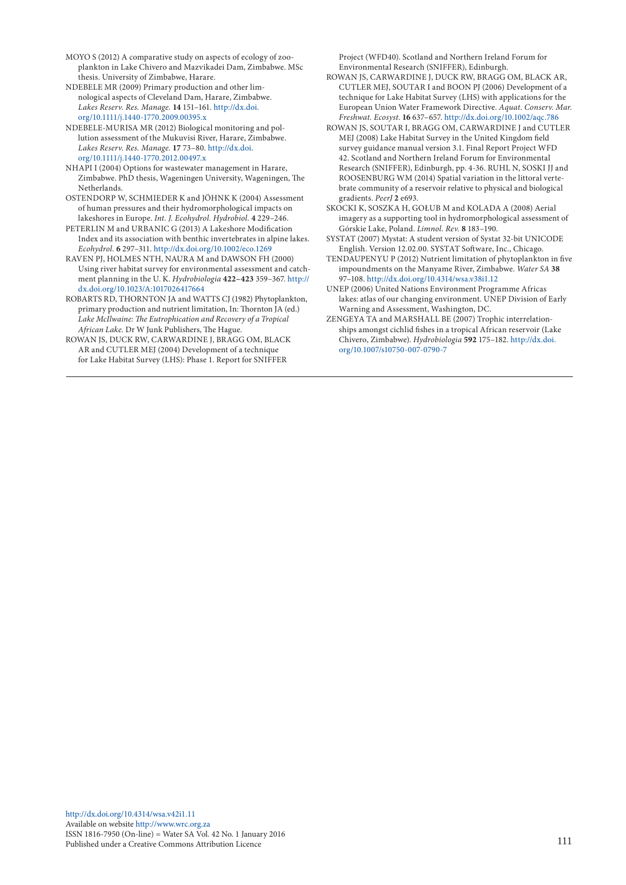MOYO S (2012) A comparative study on aspects of ecology of zooplankton in Lake Chivero and Mazvikadei Dam, Zimbabwe. MSc thesis. University of Zimbabwe, Harare.

NDEBELE MR (2009) Primary production and other limnological aspects of Cleveland Dam, Harare, Zimbabwe. *Lakes Reserv. Res. Manage.* **14** 151–161. http://dx.doi.org/10.1111/j.1440-1770.2009.00395.x

NDEBELE-MURISA MR (2012) Biological monitoring and pollution assessment of the Mukuvisi River, Harare, Zimbabwe. *Lakes Reserv. Res. Manage.* **17** 73–80. http://dx.doi.org/10.1111/j.1440-1770.2012.00497.x

NHAPI I (2004) Options for wastewater management in Harare, Zimbabwe. PhD thesis, Wageningen University, Wageningen, The Netherlands.

OSTENDORP W, SCHMIEDER K and JÖHNK K (2004) Assessment of human pressures and their hydromorphological impacts on lakeshores in Europe. *Int. J. Ecohydrol. Hydrobiol.* **4** 229–246.

PETERLIN M and URBANIC G (2013) A Lakeshore Modification Index and its association with benthic invertebrates in alpine lakes. *Ecohydrol.* **6** 297–311. http://dx.doi.org/10.1002/eco.1269

RAVEN PJ, HOLMES NTH, NAURA M and DAWSON FH (2000) Using river habitat survey for environmental assessment and catchment planning in the U. K. *Hydrobiologia* **422–423** 359–367. http://dx.doi.org/10.1023/A:1017026417664

ROBARTS RD, THORNTON JA and WATTS CJ (1982) Phytoplankton, primary production and nutrient limitation, In: Thornton JA (ed.) *Lake McIlwaine: The Eutrophication and Recovery of a Tropical African Lake.* Dr W Junk Publishers, The Hague.

ROWAN JS, DUCK RW, CARWARDINE J, BRAGG OM, BLACK AR and CUTLER MEJ (2004) Development of a technique for Lake Habitat Survey (LHS): Phase 1. Report for SNIFFER Project (WFD40). Scotland and Northern Ireland Forum for Environmental Research (SNIFFER), Edinburgh.

ROWAN JS, CARWARDINE J, DUCK RW, BRAGG OM, BLACK AR, CUTLER MEJ, SOUTAR I and BOON PJ (2006) Development of a technique for Lake Habitat Survey (LHS) with applications for the European Union Water Framework Directive. *Aquat. Conserv. Mar. Freshwat. Ecosyst.* **16** 637–657. http://dx.doi.org/10.1002/aqc.786

ROWAN JS, SOUTAR I, BRAGG OM, CARWARDINE J and CUTLER MEJ (2008) Lake Habitat Survey in the United Kingdom field survey guidance manual version 3.1. Final Report Project WFD 42. Scotland and Northern Ireland Forum for Environmental Research (SNIFFER), Edinburgh, pp. 4-36. RUHL N, SOSKI JJ and ROOSENBURG WM (2014) Spatial variation in the littoral vertebrate community of a reservoir relative to physical and biological gradients. *PeerJ* **2** e693.

SKOCKI K, SOSZKA H, GOŁUB M and KOLADA A (2008) Aerial imagery as a supporting tool in hydromorphological assessment of Górskie Lake, Poland. *Limnol. Rev.* **8** 183–190.

SYSTAT (2007) Mystat: A student version of Systat 32-bit UNICODE English. Version 12.02.00. SYSTAT Software, Inc., Chicago.

TENDAUPENYU P (2012) Nutrient limitation of phytoplankton in five impoundments on the Manyame River, Zimbabwe. *Water SA* **38** 97–108. http://dx.doi.org/10.4314/wsa.v38i1.12

UNEP (2006) United Nations Environment Programme Africas lakes: atlas of our changing environment. UNEP Division of Early Warning and Assessment, Washington, DC.

ZENGEYA TA and MARSHALL BE (2007) Trophic interrelationships amongst cichlid fishes in a tropical African reservoir (Lake Chivero, Zimbabwe). *Hydrobiologia* **592** 175–182. http://dx.doi.org/10.1007/s10750-007-0790-7